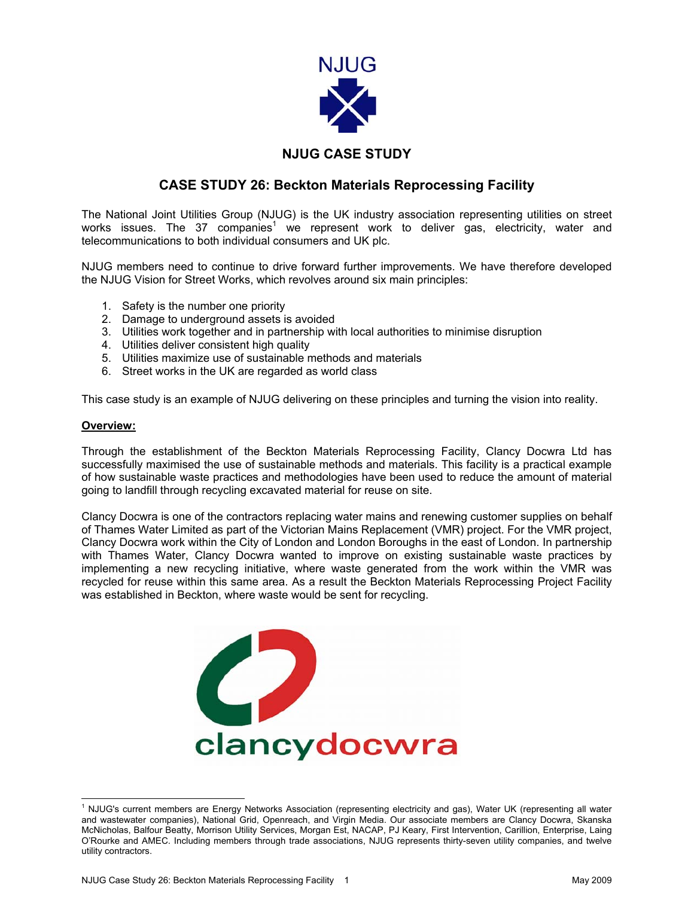NJUG

# NJUG CASE STUDY

## CASE STUDY 26: Beckton Materials Reprocessing Facility

The National Joint Utilities Group (NJUG) is the UK industry association representing utilities on street works issues. The 37 companies[1] we represent work to deliver gas, electricity, water and telecommunications to both individual consumers and UK plc.

NJUG members need to continue to drive forward further improvements. We have therefore developed the NJUG Vision for Street Works, which revolves around six main principles:

1. Safety is the number one priority
2. Damage to underground assets is avoided
3. Utilities work together and in partnership with local authorities to minimise disruption
4. Utilities deliver consistent high quality
5. Utilities maximize use of sustainable methods and materials
6. Street works in the UK are regarded as world class

This case study is an example of NJUG delivering on these principles and turning the vision into reality.

### Overview:

Through the establishment of the Beckton Materials Reprocessing Facility, Clancy Docwra Ltd has successfully maximised the use of sustainable methods and materials. This facility is a practical example of how sustainable waste practices and methodologies have been used to reduce the amount of material going to landfill through recycling excavated material for reuse on site.

Clancy Docwra is one of the contractors replacing water mains and renewing customer supplies on behalf of Thames Water Limited as part of the Victorian Mains Replacement (VMR) project. For the VMR project, Clancy Docwra work within the City of London and London Boroughs in the east of London. In partnership with Thames Water, Clancy Docwra wanted to improve on existing sustainable waste practices by implementing a new recycling initiative, where waste generated from the work within the VMR was recycled for reuse within this same area. As a result the Beckton Materials Reprocessing Project Facility was established in Beckton, where waste would be sent for recycling.

clancydocwra

[1] NJUG's current members are Energy Networks Association (representing electricity and gas), Water UK (representing all water and wastewater companies), National Grid, Openreach, and Virgin Media. Our associate members are Clancy Docwra, Skanska McNicholas, Balfour Beatty, Morrison Utility Services, Morgan Est, NACAP, PJ Keary, First Intervention, Carillion, Enterprise, Laing O'Rourke and AMEC. Including members through trade associations, NJUG represents thirty-seven utility companies, and twelve utility contractors.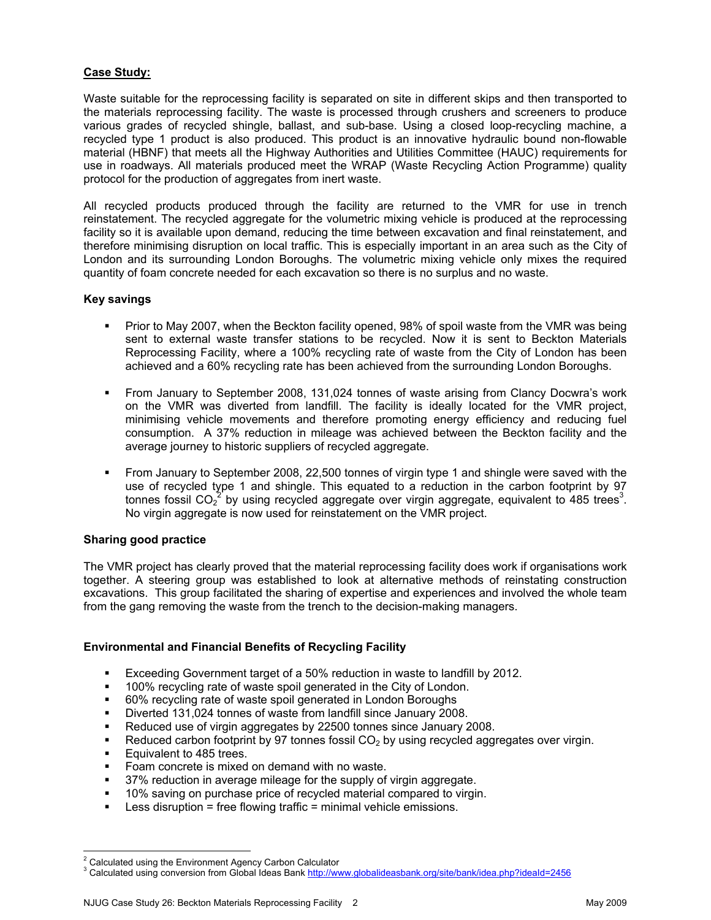**Case Study:**

Waste suitable for the reprocessing facility is separated on site in different skips and then transported to the materials reprocessing facility. The waste is processed through crushers and screeners to produce various grades of recycled shingle, ballast, and sub-base. Using a closed loop-recycling machine, a recycled type 1 product is also produced. This product is an innovative hydraulic bound non-flowable material (HBNF) that meets all the Highway Authorities and Utilities Committee (HAUC) requirements for use in roadways. All materials produced meet the WRAP (Waste Recycling Action Programme) quality protocol for the production of aggregates from inert waste.

All recycled products produced through the facility are returned to the VMR for use in trench reinstatement. The recycled aggregate for the volumetric mixing vehicle is produced at the reprocessing facility so it is available upon demand, reducing the time between excavation and final reinstatement, and therefore minimising disruption on local traffic. This is especially important in an area such as the City of London and its surrounding London Boroughs. The volumetric mixing vehicle only mixes the required quantity of foam concrete needed for each excavation so there is no surplus and no waste.

**Key savings**

- Prior to May 2007, when the Beckton facility opened, 98% of spoil waste from the VMR was being sent to external waste transfer stations to be recycled. Now it is sent to Beckton Materials Reprocessing Facility, where a 100% recycling rate of waste from the City of London has been achieved and a 60% recycling rate has been achieved from the surrounding London Boroughs.
- From January to September 2008, 131,024 tonnes of waste arising from Clancy Docwra's work on the VMR was diverted from landfill. The facility is ideally located for the VMR project, minimising vehicle movements and therefore promoting energy efficiency and reducing fuel consumption. A 37% reduction in mileage was achieved between the Beckton facility and the average journey to historic suppliers of recycled aggregate.
- From January to September 2008, 22,500 tonnes of virgin type 1 and shingle were saved with the use of recycled type 1 and shingle. This equated to a reduction in the carbon footprint by 97 tonnes fossil $CO_2$[2] by using recycled aggregate over virgin aggregate, equivalent to 485 trees[3]. No virgin aggregate is now used for reinstatement on the VMR project.

**Sharing good practice**

The VMR project has clearly proved that the material reprocessing facility does work if organisations work together. A steering group was established to look at alternative methods of reinstating construction excavations. This group facilitated the sharing of expertise and experiences and involved the whole team from the gang removing the waste from the trench to the decision-making managers.

**Environmental and Financial Benefits of Recycling Facility**

- Exceeding Government target of a 50% reduction in waste to landfill by 2012.
- 100% recycling rate of waste spoil generated in the City of London.
- 60% recycling rate of waste spoil generated in London Boroughs
- Diverted 131,024 tonnes of waste from landfill since January 2008.
- Reduced use of virgin aggregates by 22500 tonnes since January 2008.
- Reduced carbon footprint by 97 tonnes fossil $CO_2$ by using recycled aggregates over virgin.
- Equivalent to 485 trees.
- Foam concrete is mixed on demand with no waste.
- 37% reduction in average mileage for the supply of virgin aggregate.
- 10% saving on purchase price of recycled material compared to virgin.
- Less disruption = free flowing traffic = minimal vehicle emissions.

[2] Calculated using the Environment Agency Carbon Calculator
[3] Calculated using conversion from Global Ideas Bank http://www.globalideasbank.org/site/bank/idea.php?ideaId=2456